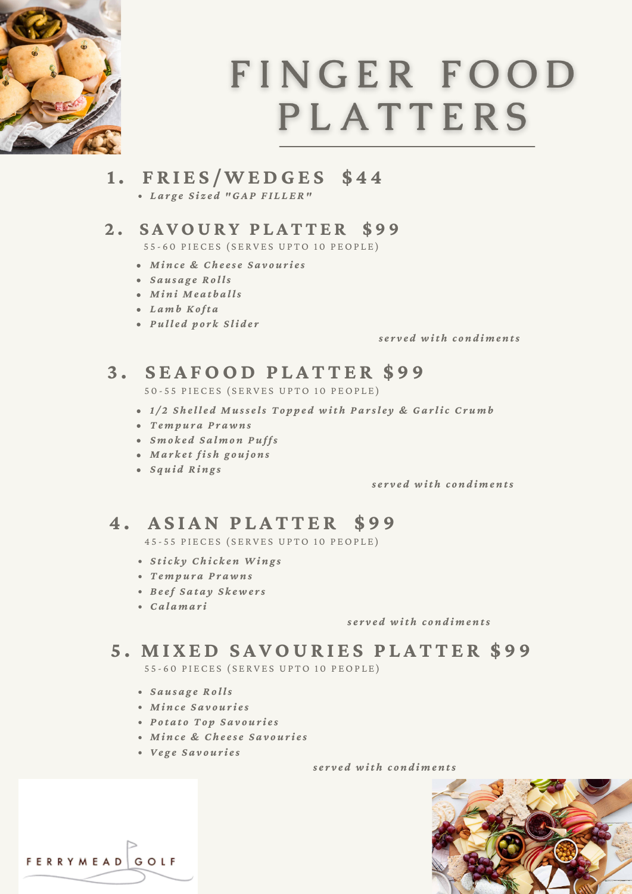# FINGER FOOD PLATTERS

## 1. FRIES/WEDGES $44

- ***Large Sized "GAP FILLER"***

## 2. SAVOURY PLATTER $99

55-60 PIECES (SERVES UPTO 10 PEOPLE)

- ***Mince & Cheese Savouries***
- ***Sausage Rolls***
- ***Mini Meatballs***
- ***Lamb Kofta***
- ***Pulled pork Slider***

***served with condiments***

## 3. SEAFOOD PLATTER $99

50-55 PIECES (SERVES UPTO 10 PEOPLE)

- ***1/2 Shelled Mussels Topped with Parsley & Garlic Crumb***
- ***Tempura Prawns***
- ***Smoked Salmon Puffs***
- ***Market fish goujons***
- ***Squid Rings***

***served with condiments***

## 4. ASIAN PLATTER $99

45-55 PIECES (SERVES UPTO 10 PEOPLE)

- ***Sticky Chicken Wings***
- ***Tempura Prawns***
- ***Beef Satay Skewers***
- ***Calamari***

***served with condiments***

## 5. MIXED SAVOURIES PLATTER $99

55-60 PIECES (SERVES UPTO 10 PEOPLE)

- ***Sausage Rolls***
- ***Mince Savouries***
- ***Potato Top Savouries***
- ***Mince & Cheese Savouries***
- ***Vege Savouries***

***served with condiments***

FERRYMEAD GOLF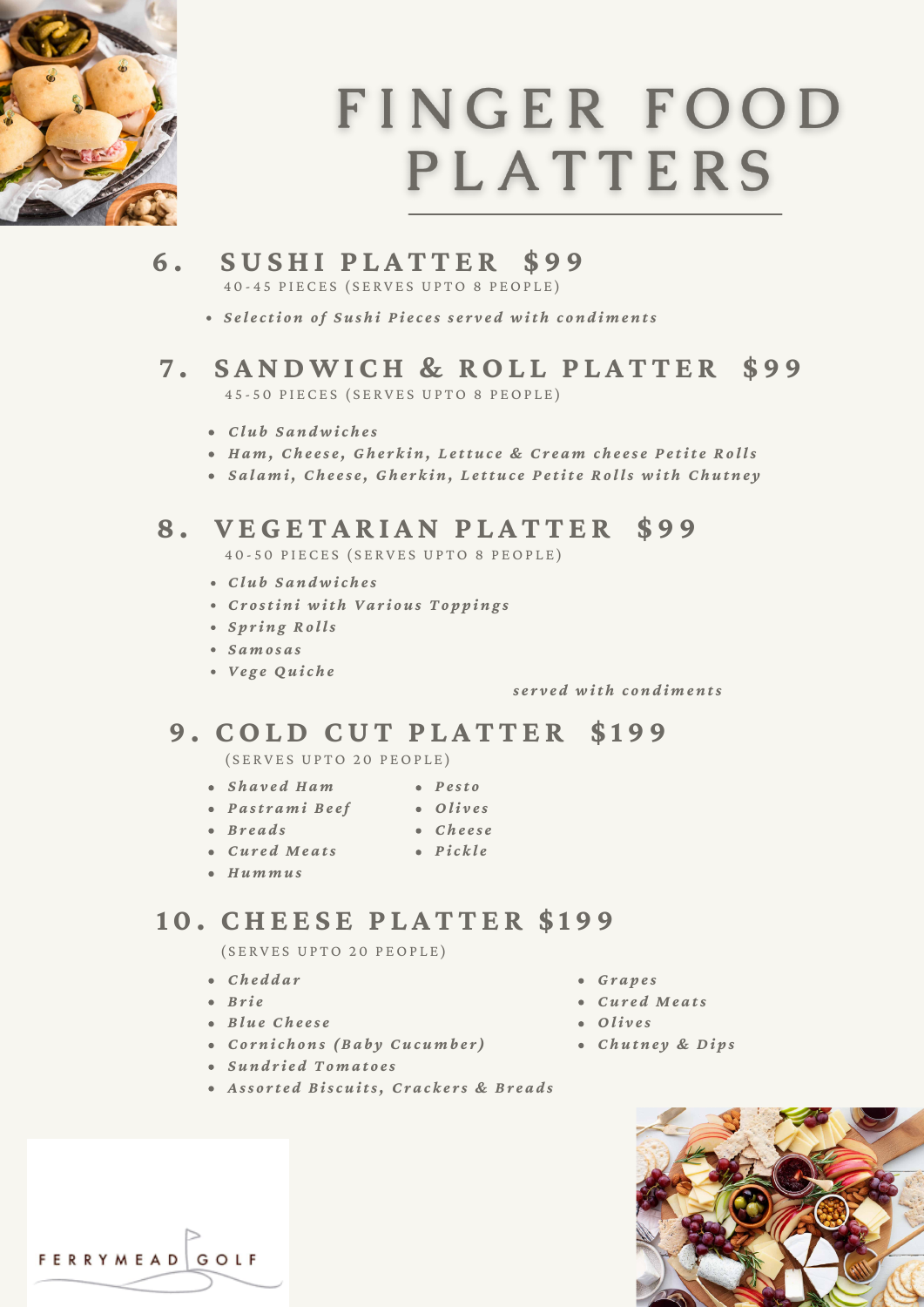# FINGER FOOD PLATTERS

## 6. SUSHI PLATTER $99

40-45 PIECES (SERVES UPTO 8 PEOPLE)

- *Selection of Sushi Pieces served with condiments*

## 7. SANDWICH & ROLL PLATTER $99

45-50 PIECES (SERVES UPTO 8 PEOPLE)

- *Club Sandwiches*
- *Ham, Cheese, Gherkin, Lettuce & Cream cheese Petite Rolls*
- *Salami, Cheese, Gherkin, Lettuce Petite Rolls with Chutney*

## 8. VEGETARIAN PLATTER $99

40-50 PIECES (SERVES UPTO 8 PEOPLE)

- *Club Sandwiches*
- *Crostini with Various Toppings*
- *Spring Rolls*
- *Samosas*
- *Vege Quiche*

*served with condiments*

## 9. COLD CUT PLATTER $199

(SERVES UPTO 20 PEOPLE)

- *Shaved Ham*
- *Pastrami Beef*
- *Breads*
- *Cured Meats*
- *Hummus*
- *Pesto*
- *Olives*
- *Cheese*
- *Pickle*

## 10. CHEESE PLATTER $199

(SERVES UPTO 20 PEOPLE)

- *Cheddar*
- *Brie*
- *Blue Cheese*
- *Cornichons (Baby Cucumber)*
- *Sundried Tomatoes*
- *Assorted Biscuits, Crackers & Breads*
- *Grapes*
- *Cured Meats*
- *Olives*
- *Chutney & Dips*

FERRYMEAD GOLF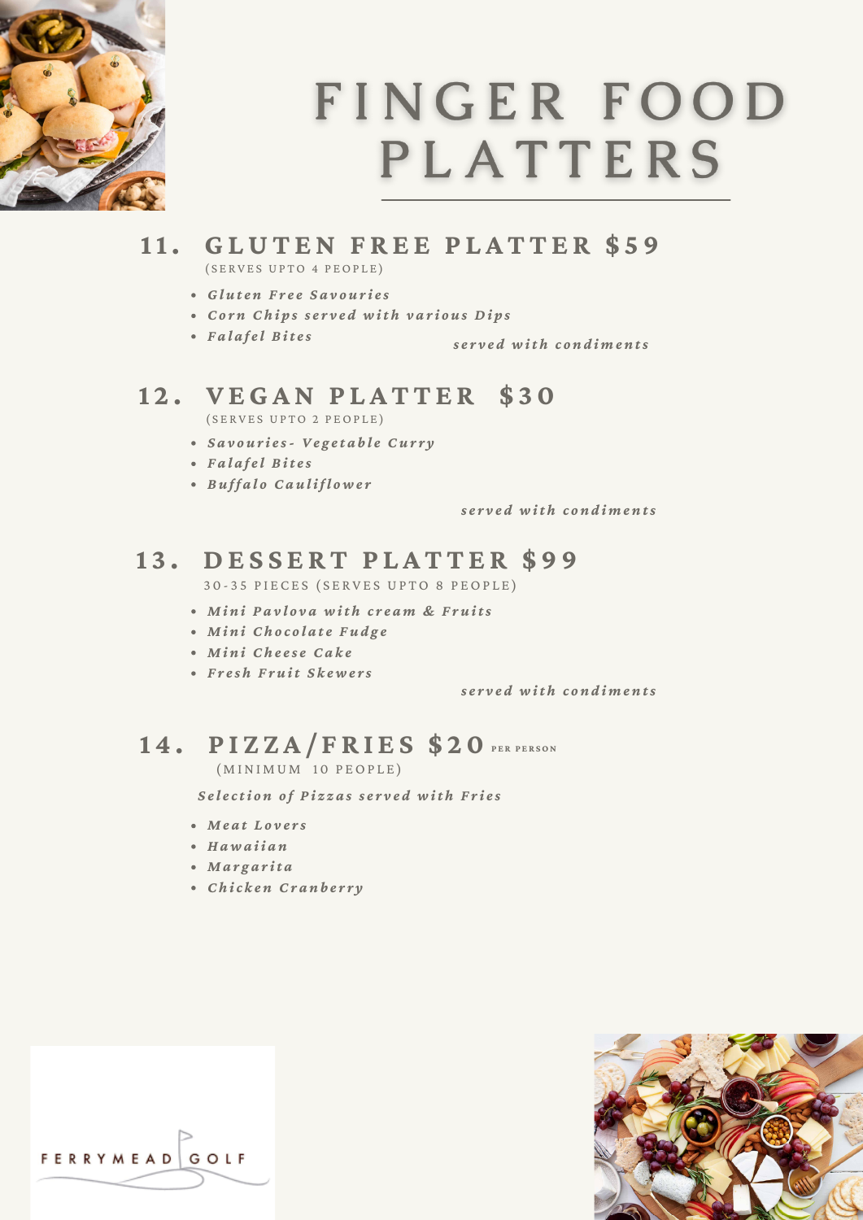# FINGER FOOD PLATTERS

## 11. GLUTEN FREE PLATTER $59

(SERVES UPTO 4 PEOPLE)

- ***Gluten Free Savouries***
- ***Corn Chips served with various Dips***
- ***Falafel Bites***

***served with condiments***

## 12. VEGAN PLATTER $30

(SERVES UPTO 2 PEOPLE)

- ***Savouries- Vegetable Curry***
- ***Falafel Bites***
- ***Buffalo Cauliflower***

***served with condiments***

## 13. DESSERT PLATTER $99

30-35 PIECES (SERVES UPTO 8 PEOPLE)

- ***Mini Pavlova with cream & Fruits***
- ***Mini Chocolate Fudge***
- ***Mini Cheese Cake***
- ***Fresh Fruit Skewers***

***served with condiments***

## 14. PIZZA/FRIES $20 PER PERSON

(MINIMUM 10 PEOPLE)

***Selection of Pizzas served with Fries***

- ***Meat Lovers***
- ***Hawaiian***
- ***Margarita***
- ***Chicken Cranberry***

FERRYMEAD GOLF